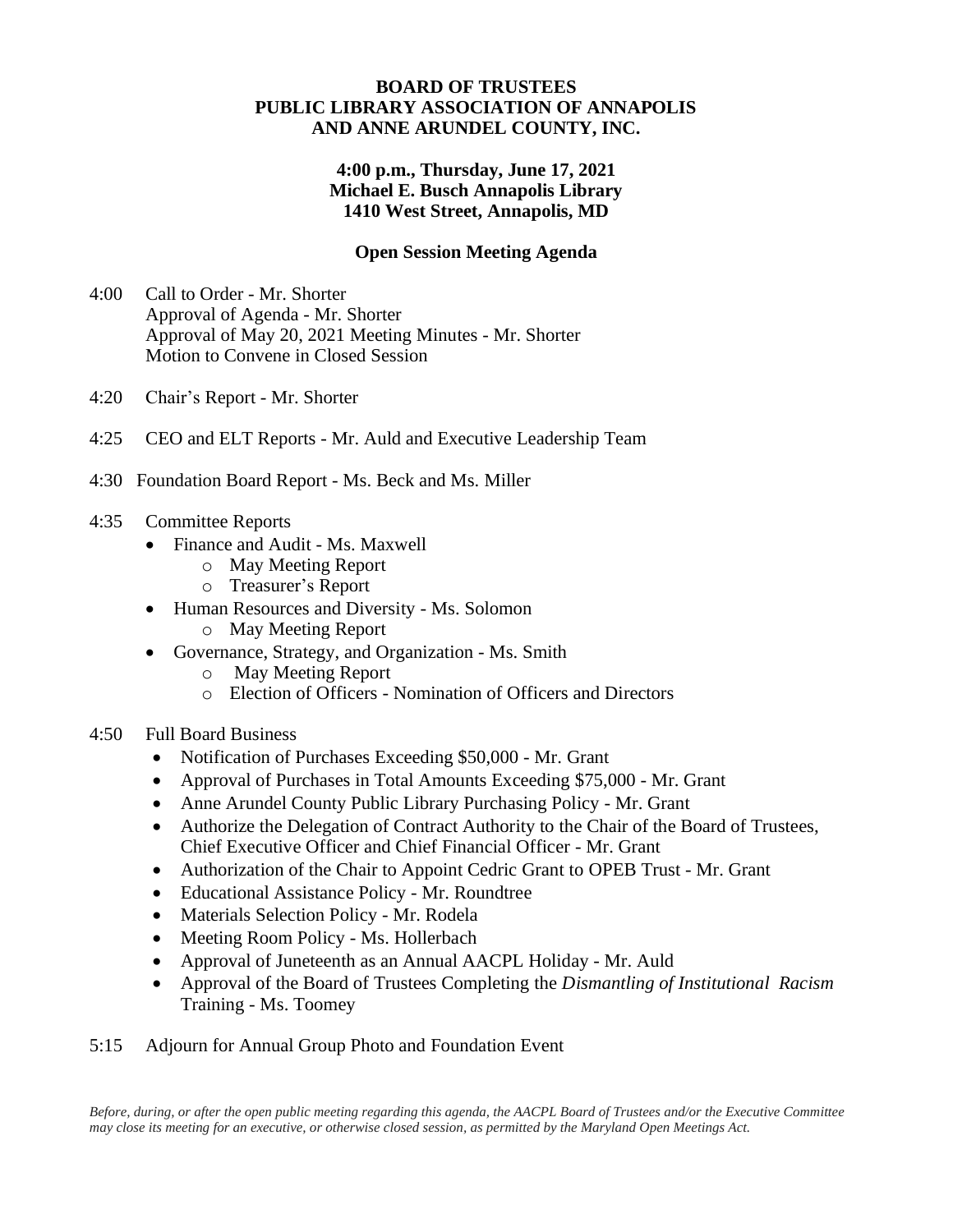# BOARD OF TRUSTEES
# PUBLIC LIBRARY ASSOCIATION OF ANNAPOLIS AND ANNE ARUNDEL COUNTY, INC.

**4:00 p.m., Thursday, June 17, 2021**
**Michael E. Busch Annapolis Library**
**1410 West Street, Annapolis, MD**

## Open Session Meeting Agenda

4:00 Call to Order - Mr. Shorter
Approval of Agenda - Mr. Shorter
Approval of May 20, 2021 Meeting Minutes - Mr. Shorter
Motion to Convene in Closed Session

4:20 Chair's Report - Mr. Shorter

4:25 CEO and ELT Reports - Mr. Auld and Executive Leadership Team

4:30 Foundation Board Report - Ms. Beck and Ms. Miller

4:35 Committee Reports

- Finance and Audit - Ms. Maxwell
  - May Meeting Report
  - Treasurer's Report
- Human Resources and Diversity - Ms. Solomon
  - May Meeting Report
- Governance, Strategy, and Organization - Ms. Smith
  - May Meeting Report
  - Election of Officers - Nomination of Officers and Directors

4:50 Full Board Business

- Notification of Purchases Exceeding $50,000 - Mr. Grant
- Approval of Purchases in Total Amounts Exceeding $75,000 - Mr. Grant
- Anne Arundel County Public Library Purchasing Policy - Mr. Grant
- Authorize the Delegation of Contract Authority to the Chair of the Board of Trustees, Chief Executive Officer and Chief Financial Officer - Mr. Grant
- Authorization of the Chair to Appoint Cedric Grant to OPEB Trust - Mr. Grant
- Educational Assistance Policy - Mr. Roundtree
- Materials Selection Policy - Mr. Rodela
- Meeting Room Policy - Ms. Hollerbach
- Approval of Juneteenth as an Annual AACPL Holiday - Mr. Auld
- Approval of the Board of Trustees Completing the *Dismantling of Institutional Racism* Training - Ms. Toomey

5:15 Adjourn for Annual Group Photo and Foundation Event

*Before, during, or after the open public meeting regarding this agenda, the AACPL Board of Trustees and/or the Executive Committee may close its meeting for an executive, or otherwise closed session, as permitted by the Maryland Open Meetings Act.*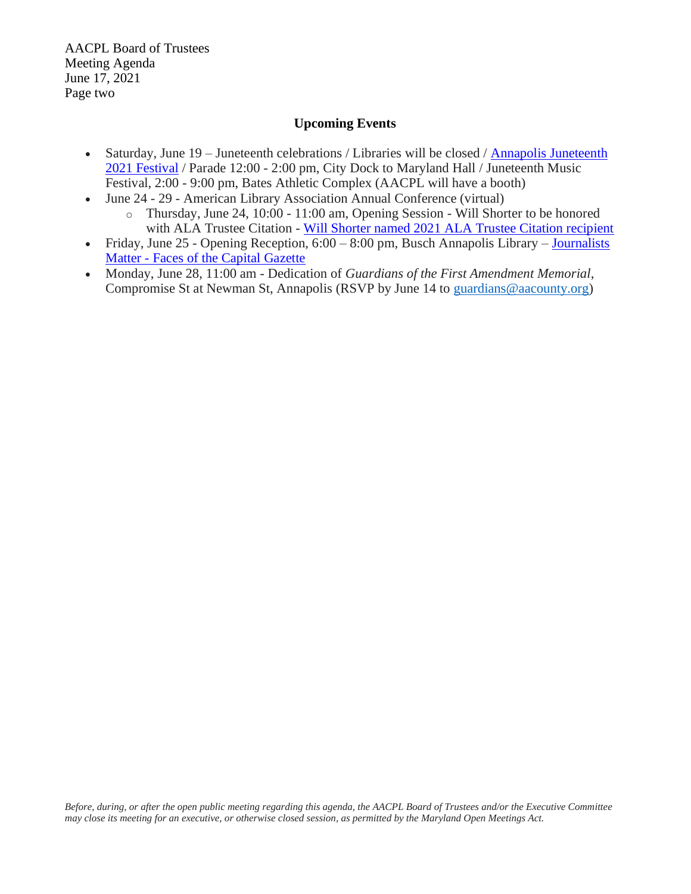## Upcoming Events

- Saturday, June 19 – Juneteenth celebrations / Libraries will be closed / Annapolis Juneteenth 2021 Festival / Parade 12:00 - 2:00 pm, City Dock to Maryland Hall / Juneteenth Music Festival, 2:00 - 9:00 pm, Bates Athletic Complex (AACPL will have a booth)
- June 24 - 29 - American Library Association Annual Conference (virtual)
  - Thursday, June 24, 10:00 - 11:00 am, Opening Session - Will Shorter to be honored with ALA Trustee Citation - Will Shorter named 2021 ALA Trustee Citation recipient
- Friday, June 25 - Opening Reception, 6:00 – 8:00 pm, Busch Annapolis Library – Journalists Matter - Faces of the Capital Gazette
- Monday, June 28, 11:00 am - Dedication of *Guardians of the First Amendment Memorial*, Compromise St at Newman St, Annapolis (RSVP by June 14 to guardians@aacounty.org)

*Before, during, or after the open public meeting regarding this agenda, the AACPL Board of Trustees and/or the Executive Committee may close its meeting for an executive, or otherwise closed session, as permitted by the Maryland Open Meetings Act.*